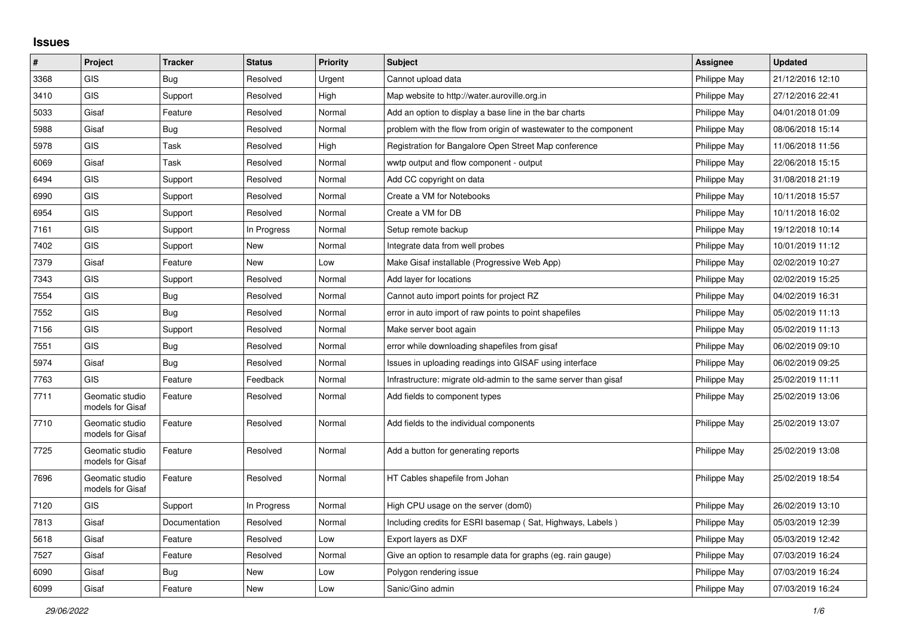## Issues

| # | Project | Tracker | Status | Priority | Subject | Assignee | Updated |
|---|---|---|---|---|---|---|---|
| 3368 | GIS | Bug | Resolved | Urgent | Cannot upload data | Philippe May | 21/12/2016 12:10 |
| 3410 | GIS | Support | Resolved | High | Map website to http://water.auroville.org.in | Philippe May | 27/12/2016 22:41 |
| 5033 | Gisaf | Feature | Resolved | Normal | Add an option to display a base line in the bar charts | Philippe May | 04/01/2018 01:09 |
| 5988 | Gisaf | Bug | Resolved | Normal | problem with the flow from origin of wastewater to the component | Philippe May | 08/06/2018 15:14 |
| 5978 | GIS | Task | Resolved | High | Registration for Bangalore Open Street Map conference | Philippe May | 11/06/2018 11:56 |
| 6069 | Gisaf | Task | Resolved | Normal | wwtp output and flow component - output | Philippe May | 22/06/2018 15:15 |
| 6494 | GIS | Support | Resolved | Normal | Add CC copyright on data | Philippe May | 31/08/2018 21:19 |
| 6990 | GIS | Support | Resolved | Normal | Create a VM for Notebooks | Philippe May | 10/11/2018 15:57 |
| 6954 | GIS | Support | Resolved | Normal | Create a VM for DB | Philippe May | 10/11/2018 16:02 |
| 7161 | GIS | Support | In Progress | Normal | Setup remote backup | Philippe May | 19/12/2018 10:14 |
| 7402 | GIS | Support | New | Normal | Integrate data from well probes | Philippe May | 10/01/2019 11:12 |
| 7379 | Gisaf | Feature | New | Low | Make Gisaf installable (Progressive Web App) | Philippe May | 02/02/2019 10:27 |
| 7343 | GIS | Support | Resolved | Normal | Add layer for locations | Philippe May | 02/02/2019 15:25 |
| 7554 | GIS | Bug | Resolved | Normal | Cannot auto import points for project RZ | Philippe May | 04/02/2019 16:31 |
| 7552 | GIS | Bug | Resolved | Normal | error in auto import of raw points to point shapefiles | Philippe May | 05/02/2019 11:13 |
| 7156 | GIS | Support | Resolved | Normal | Make server boot again | Philippe May | 05/02/2019 11:13 |
| 7551 | GIS | Bug | Resolved | Normal | error while downloading shapefiles from gisaf | Philippe May | 06/02/2019 09:10 |
| 5974 | Gisaf | Bug | Resolved | Normal | Issues in uploading readings into GISAF using interface | Philippe May | 06/02/2019 09:25 |
| 7763 | GIS | Feature | Feedback | Normal | Infrastructure: migrate old-admin to the same server than gisaf | Philippe May | 25/02/2019 11:11 |
| 7711 | Geomatic studio models for Gisaf | Feature | Resolved | Normal | Add fields to component types | Philippe May | 25/02/2019 13:06 |
| 7710 | Geomatic studio models for Gisaf | Feature | Resolved | Normal | Add fields to the individual components | Philippe May | 25/02/2019 13:07 |
| 7725 | Geomatic studio models for Gisaf | Feature | Resolved | Normal | Add a button for generating reports | Philippe May | 25/02/2019 13:08 |
| 7696 | Geomatic studio models for Gisaf | Feature | Resolved | Normal | HT Cables shapefile from Johan | Philippe May | 25/02/2019 18:54 |
| 7120 | GIS | Support | In Progress | Normal | High CPU usage on the server (dom0) | Philippe May | 26/02/2019 13:10 |
| 7813 | Gisaf | Documentation | Resolved | Normal | Including credits for ESRI basemap ( Sat, Highways, Labels ) | Philippe May | 05/03/2019 12:39 |
| 5618 | Gisaf | Feature | Resolved | Low | Export layers as DXF | Philippe May | 05/03/2019 12:42 |
| 7527 | Gisaf | Feature | Resolved | Normal | Give an option to resample data for graphs (eg. rain gauge) | Philippe May | 07/03/2019 16:24 |
| 6090 | Gisaf | Bug | New | Low | Polygon rendering issue | Philippe May | 07/03/2019 16:24 |
| 6099 | Gisaf | Feature | New | Low | Sanic/Gino admin | Philippe May | 07/03/2019 16:24 |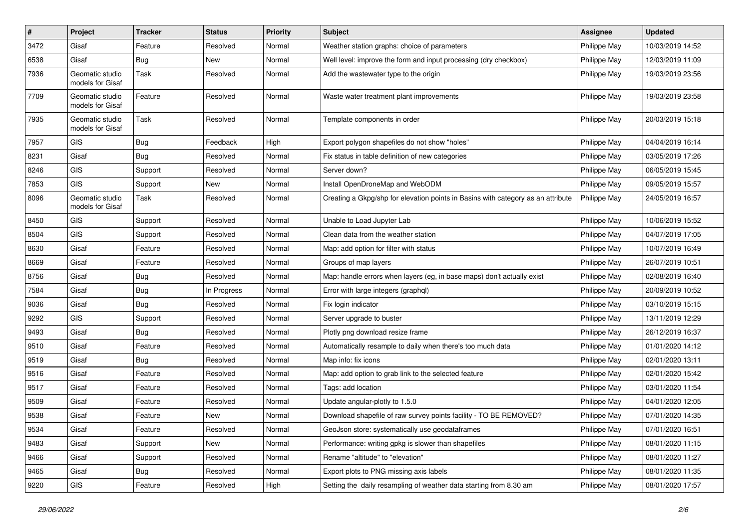| # | Project | Tracker | Status | Priority | Subject | Assignee | Updated |
|---|---|---|---|---|---|---|---|
| 3472 | Gisaf | Feature | Resolved | Normal | Weather station graphs: choice of parameters | Philippe May | 10/03/2019 14:52 |
| 6538 | Gisaf | Bug | New | Normal | Well level: improve the form and input processing (dry checkbox) | Philippe May | 12/03/2019 11:09 |
| 7936 | Geomatic studio models for Gisaf | Task | Resolved | Normal | Add the wastewater type to the origin | Philippe May | 19/03/2019 23:56 |
| 7709 | Geomatic studio models for Gisaf | Feature | Resolved | Normal | Waste water treatment plant improvements | Philippe May | 19/03/2019 23:58 |
| 7935 | Geomatic studio models for Gisaf | Task | Resolved | Normal | Template components in order | Philippe May | 20/03/2019 15:18 |
| 7957 | GIS | Bug | Feedback | High | Export polygon shapefiles do not show "holes" | Philippe May | 04/04/2019 16:14 |
| 8231 | Gisaf | Bug | Resolved | Normal | Fix status in table definition of new categories | Philippe May | 03/05/2019 17:26 |
| 8246 | GIS | Support | Resolved | Normal | Server down? | Philippe May | 06/05/2019 15:45 |
| 7853 | GIS | Support | New | Normal | Install OpenDroneMap and WebODM | Philippe May | 09/05/2019 15:57 |
| 8096 | Geomatic studio models for Gisaf | Task | Resolved | Normal | Creating a Gkpg/shp for elevation points in Basins with category as an attribute | Philippe May | 24/05/2019 16:57 |
| 8450 | GIS | Support | Resolved | Normal | Unable to Load Jupyter Lab | Philippe May | 10/06/2019 15:52 |
| 8504 | GIS | Support | Resolved | Normal | Clean data from the weather station | Philippe May | 04/07/2019 17:05 |
| 8630 | Gisaf | Feature | Resolved | Normal | Map: add option for filter with status | Philippe May | 10/07/2019 16:49 |
| 8669 | Gisaf | Feature | Resolved | Normal | Groups of map layers | Philippe May | 26/07/2019 10:51 |
| 8756 | Gisaf | Bug | Resolved | Normal | Map: handle errors when layers (eg, in base maps) don't actually exist | Philippe May | 02/08/2019 16:40 |
| 7584 | Gisaf | Bug | In Progress | Normal | Error with large integers (graphql) | Philippe May | 20/09/2019 10:52 |
| 9036 | Gisaf | Bug | Resolved | Normal | Fix login indicator | Philippe May | 03/10/2019 15:15 |
| 9292 | GIS | Support | Resolved | Normal | Server upgrade to buster | Philippe May | 13/11/2019 12:29 |
| 9493 | Gisaf | Bug | Resolved | Normal | Plotly png download resize frame | Philippe May | 26/12/2019 16:37 |
| 9510 | Gisaf | Feature | Resolved | Normal | Automatically resample to daily when there's too much data | Philippe May | 01/01/2020 14:12 |
| 9519 | Gisaf | Bug | Resolved | Normal | Map info: fix icons | Philippe May | 02/01/2020 13:11 |
| 9516 | Gisaf | Feature | Resolved | Normal | Map: add option to grab link to the selected feature | Philippe May | 02/01/2020 15:42 |
| 9517 | Gisaf | Feature | Resolved | Normal | Tags: add location | Philippe May | 03/01/2020 11:54 |
| 9509 | Gisaf | Feature | Resolved | Normal | Update angular-plotly to 1.5.0 | Philippe May | 04/01/2020 12:05 |
| 9538 | Gisaf | Feature | New | Normal | Download shapefile of raw survey points facility - TO BE REMOVED? | Philippe May | 07/01/2020 14:35 |
| 9534 | Gisaf | Feature | Resolved | Normal | GeoJson store: systematically use geodataframes | Philippe May | 07/01/2020 16:51 |
| 9483 | Gisaf | Support | New | Normal | Performance: writing gpkg is slower than shapefiles | Philippe May | 08/01/2020 11:15 |
| 9466 | Gisaf | Support | Resolved | Normal | Rename "altitude" to "elevation" | Philippe May | 08/01/2020 11:27 |
| 9465 | Gisaf | Bug | Resolved | Normal | Export plots to PNG missing axis labels | Philippe May | 08/01/2020 11:35 |
| 9220 | GIS | Feature | Resolved | High | Setting the daily resampling of weather data starting from 8.30 am | Philippe May | 08/01/2020 17:57 |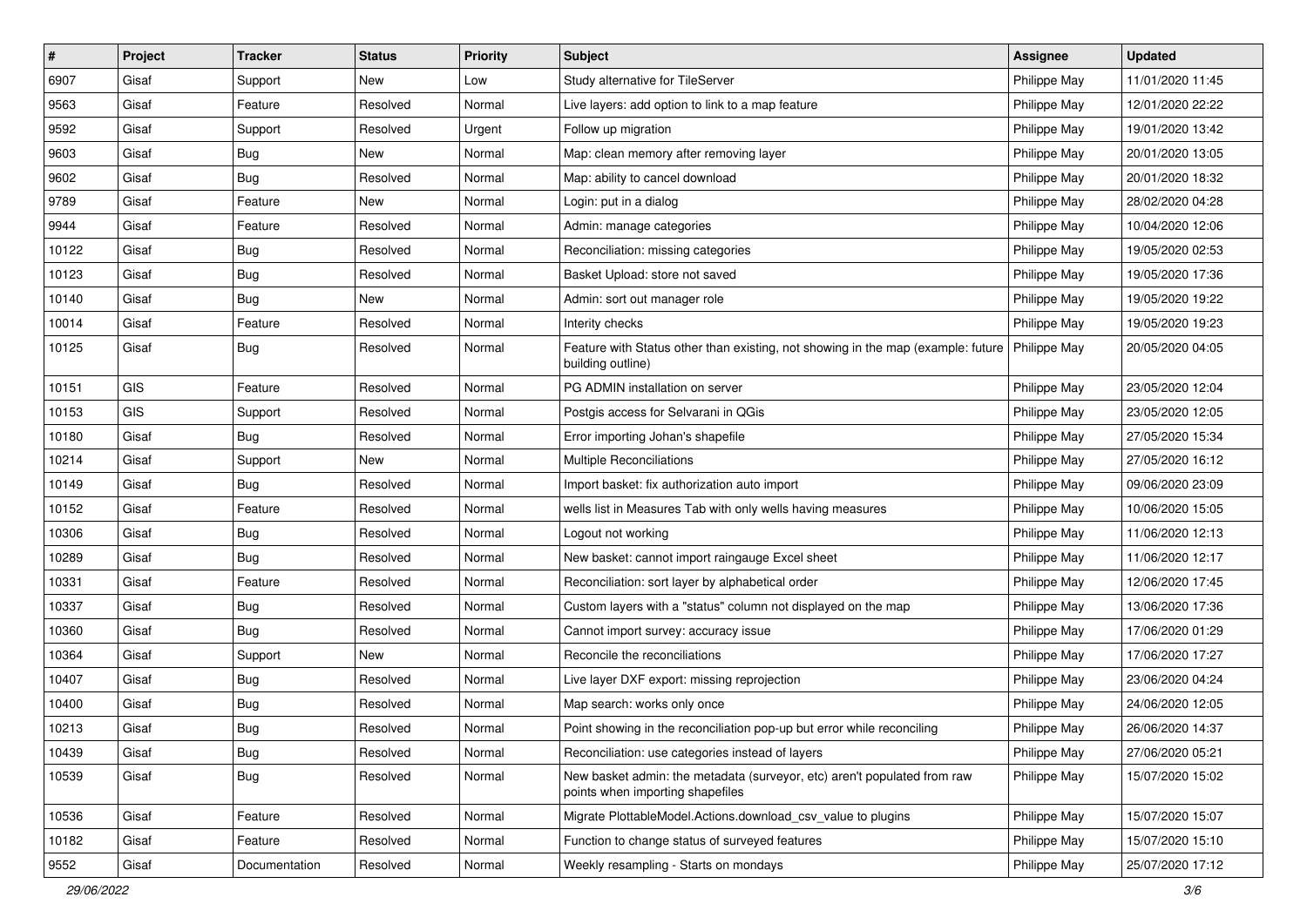| # | Project | Tracker | Status | Priority | Subject | Assignee | Updated |
|---|---|---|---|---|---|---|---|
| 6907 | Gisaf | Support | New | Low | Study alternative for TileServer | Philippe May | 11/01/2020 11:45 |
| 9563 | Gisaf | Feature | Resolved | Normal | Live layers: add option to link to a map feature | Philippe May | 12/01/2020 22:22 |
| 9592 | Gisaf | Support | Resolved | Urgent | Follow up migration | Philippe May | 19/01/2020 13:42 |
| 9603 | Gisaf | Bug | New | Normal | Map: clean memory after removing layer | Philippe May | 20/01/2020 13:05 |
| 9602 | Gisaf | Bug | Resolved | Normal | Map: ability to cancel download | Philippe May | 20/01/2020 18:32 |
| 9789 | Gisaf | Feature | New | Normal | Login: put in a dialog | Philippe May | 28/02/2020 04:28 |
| 9944 | Gisaf | Feature | Resolved | Normal | Admin: manage categories | Philippe May | 10/04/2020 12:06 |
| 10122 | Gisaf | Bug | Resolved | Normal | Reconciliation: missing categories | Philippe May | 19/05/2020 02:53 |
| 10123 | Gisaf | Bug | Resolved | Normal | Basket Upload: store not saved | Philippe May | 19/05/2020 17:36 |
| 10140 | Gisaf | Bug | New | Normal | Admin: sort out manager role | Philippe May | 19/05/2020 19:22 |
| 10014 | Gisaf | Feature | Resolved | Normal | Interity checks | Philippe May | 19/05/2020 19:23 |
| 10125 | Gisaf | Bug | Resolved | Normal | Feature with Status other than existing, not showing in the map (example: future building outline) | Philippe May | 20/05/2020 04:05 |
| 10151 | GIS | Feature | Resolved | Normal | PG ADMIN installation on server | Philippe May | 23/05/2020 12:04 |
| 10153 | GIS | Support | Resolved | Normal | Postgis access for Selvarani in QGis | Philippe May | 23/05/2020 12:05 |
| 10180 | Gisaf | Bug | Resolved | Normal | Error importing Johan's shapefile | Philippe May | 27/05/2020 15:34 |
| 10214 | Gisaf | Support | New | Normal | Multiple Reconciliations | Philippe May | 27/05/2020 16:12 |
| 10149 | Gisaf | Bug | Resolved | Normal | Import basket: fix authorization auto import | Philippe May | 09/06/2020 23:09 |
| 10152 | Gisaf | Feature | Resolved | Normal | wells list in Measures Tab with only wells having measures | Philippe May | 10/06/2020 15:05 |
| 10306 | Gisaf | Bug | Resolved | Normal | Logout not working | Philippe May | 11/06/2020 12:13 |
| 10289 | Gisaf | Bug | Resolved | Normal | New basket: cannot import raingauge Excel sheet | Philippe May | 11/06/2020 12:17 |
| 10331 | Gisaf | Feature | Resolved | Normal | Reconciliation: sort layer by alphabetical order | Philippe May | 12/06/2020 17:45 |
| 10337 | Gisaf | Bug | Resolved | Normal | Custom layers with a "status" column not displayed on the map | Philippe May | 13/06/2020 17:36 |
| 10360 | Gisaf | Bug | Resolved | Normal | Cannot import survey: accuracy issue | Philippe May | 17/06/2020 01:29 |
| 10364 | Gisaf | Support | New | Normal | Reconcile the reconciliations | Philippe May | 17/06/2020 17:27 |
| 10407 | Gisaf | Bug | Resolved | Normal | Live layer DXF export: missing reprojection | Philippe May | 23/06/2020 04:24 |
| 10400 | Gisaf | Bug | Resolved | Normal | Map search: works only once | Philippe May | 24/06/2020 12:05 |
| 10213 | Gisaf | Bug | Resolved | Normal | Point showing in the reconciliation pop-up but error while reconciling | Philippe May | 26/06/2020 14:37 |
| 10439 | Gisaf | Bug | Resolved | Normal | Reconciliation: use categories instead of layers | Philippe May | 27/06/2020 05:21 |
| 10539 | Gisaf | Bug | Resolved | Normal | New basket admin: the metadata (surveyor, etc) aren't populated from raw points when importing shapefiles | Philippe May | 15/07/2020 15:02 |
| 10536 | Gisaf | Feature | Resolved | Normal | Migrate PlottableModel.Actions.download_csv_value to plugins | Philippe May | 15/07/2020 15:07 |
| 10182 | Gisaf | Feature | Resolved | Normal | Function to change status of surveyed features | Philippe May | 15/07/2020 15:10 |
| 9552 | Gisaf | Documentation | Resolved | Normal | Weekly resampling - Starts on mondays | Philippe May | 25/07/2020 17:12 |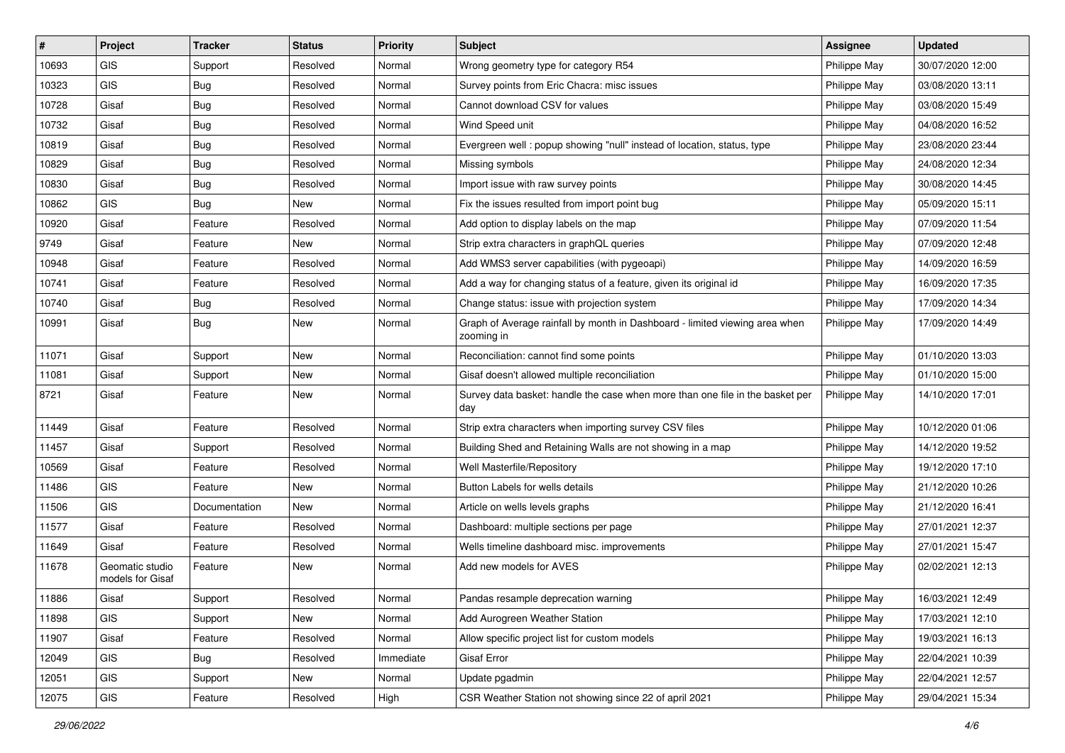| # | Project | Tracker | Status | Priority | Subject | Assignee | Updated |
|---|---|---|---|---|---|---|---|
| 10693 | GIS | Support | Resolved | Normal | Wrong geometry type for category R54 | Philippe May | 30/07/2020 12:00 |
| 10323 | GIS | Bug | Resolved | Normal | Survey points from Eric Chacra: misc issues | Philippe May | 03/08/2020 13:11 |
| 10728 | Gisaf | Bug | Resolved | Normal | Cannot download CSV for values | Philippe May | 03/08/2020 15:49 |
| 10732 | Gisaf | Bug | Resolved | Normal | Wind Speed unit | Philippe May | 04/08/2020 16:52 |
| 10819 | Gisaf | Bug | Resolved | Normal | Evergreen well : popup showing "null" instead of location, status, type | Philippe May | 23/08/2020 23:44 |
| 10829 | Gisaf | Bug | Resolved | Normal | Missing symbols | Philippe May | 24/08/2020 12:34 |
| 10830 | Gisaf | Bug | Resolved | Normal | Import issue with raw survey points | Philippe May | 30/08/2020 14:45 |
| 10862 | GIS | Bug | New | Normal | Fix the issues resulted from import point bug | Philippe May | 05/09/2020 15:11 |
| 10920 | Gisaf | Feature | Resolved | Normal | Add option to display labels on the map | Philippe May | 07/09/2020 11:54 |
| 9749 | Gisaf | Feature | New | Normal | Strip extra characters in graphQL queries | Philippe May | 07/09/2020 12:48 |
| 10948 | Gisaf | Feature | Resolved | Normal | Add WMS3 server capabilities (with pygeoapi) | Philippe May | 14/09/2020 16:59 |
| 10741 | Gisaf | Feature | Resolved | Normal | Add a way for changing status of a feature, given its original id | Philippe May | 16/09/2020 17:35 |
| 10740 | Gisaf | Bug | Resolved | Normal | Change status: issue with projection system | Philippe May | 17/09/2020 14:34 |
| 10991 | Gisaf | Bug | New | Normal | Graph of Average rainfall by month in Dashboard - limited viewing area when zooming in | Philippe May | 17/09/2020 14:49 |
| 11071 | Gisaf | Support | New | Normal | Reconciliation: cannot find some points | Philippe May | 01/10/2020 13:03 |
| 11081 | Gisaf | Support | New | Normal | Gisaf doesn't allowed multiple reconciliation | Philippe May | 01/10/2020 15:00 |
| 8721 | Gisaf | Feature | New | Normal | Survey data basket: handle the case when more than one file in the basket per day | Philippe May | 14/10/2020 17:01 |
| 11449 | Gisaf | Feature | Resolved | Normal | Strip extra characters when importing survey CSV files | Philippe May | 10/12/2020 01:06 |
| 11457 | Gisaf | Support | Resolved | Normal | Building Shed and Retaining Walls are not showing in a map | Philippe May | 14/12/2020 19:52 |
| 10569 | Gisaf | Feature | Resolved | Normal | Well Masterfile/Repository | Philippe May | 19/12/2020 17:10 |
| 11486 | GIS | Feature | New | Normal | Button Labels for wells details | Philippe May | 21/12/2020 10:26 |
| 11506 | GIS | Documentation | New | Normal | Article on wells levels graphs | Philippe May | 21/12/2020 16:41 |
| 11577 | Gisaf | Feature | Resolved | Normal | Dashboard: multiple sections per page | Philippe May | 27/01/2021 12:37 |
| 11649 | Gisaf | Feature | Resolved | Normal | Wells timeline dashboard misc. improvements | Philippe May | 27/01/2021 15:47 |
| 11678 | Geomatic studio models for Gisaf | Feature | New | Normal | Add new models for AVES | Philippe May | 02/02/2021 12:13 |
| 11886 | Gisaf | Support | Resolved | Normal | Pandas resample deprecation warning | Philippe May | 16/03/2021 12:49 |
| 11898 | GIS | Support | New | Normal | Add Aurogreen Weather Station | Philippe May | 17/03/2021 12:10 |
| 11907 | Gisaf | Feature | Resolved | Normal | Allow specific project list for custom models | Philippe May | 19/03/2021 16:13 |
| 12049 | GIS | Bug | Resolved | Immediate | Gisaf Error | Philippe May | 22/04/2021 10:39 |
| 12051 | GIS | Support | New | Normal | Update pgadmin | Philippe May | 22/04/2021 12:57 |
| 12075 | GIS | Feature | Resolved | High | CSR Weather Station not showing since 22 of april 2021 | Philippe May | 29/04/2021 15:34 |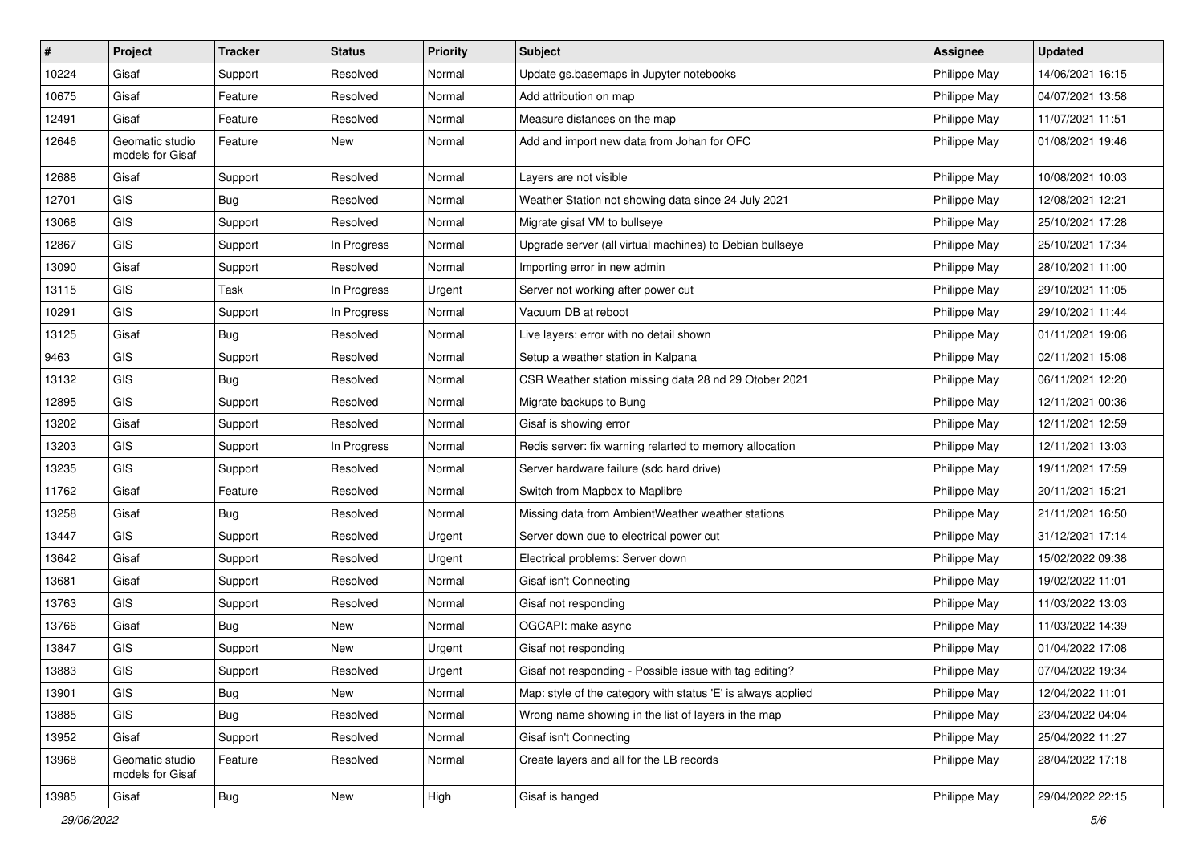| # | Project | Tracker | Status | Priority | Subject | Assignee | Updated |
|---|---|---|---|---|---|---|---|
| 10224 | Gisaf | Support | Resolved | Normal | Update gs.basemaps in Jupyter notebooks | Philippe May | 14/06/2021 16:15 |
| 10675 | Gisaf | Feature | Resolved | Normal | Add attribution on map | Philippe May | 04/07/2021 13:58 |
| 12491 | Gisaf | Feature | Resolved | Normal | Measure distances on the map | Philippe May | 11/07/2021 11:51 |
| 12646 | Geomatic studio models for Gisaf | Feature | New | Normal | Add and import new data from Johan for OFC | Philippe May | 01/08/2021 19:46 |
| 12688 | Gisaf | Support | Resolved | Normal | Layers are not visible | Philippe May | 10/08/2021 10:03 |
| 12701 | GIS | Bug | Resolved | Normal | Weather Station not showing data since 24 July 2021 | Philippe May | 12/08/2021 12:21 |
| 13068 | GIS | Support | Resolved | Normal | Migrate gisaf VM to bullseye | Philippe May | 25/10/2021 17:28 |
| 12867 | GIS | Support | In Progress | Normal | Upgrade server (all virtual machines) to Debian bullseye | Philippe May | 25/10/2021 17:34 |
| 13090 | Gisaf | Support | Resolved | Normal | Importing error in new admin | Philippe May | 28/10/2021 11:00 |
| 13115 | GIS | Task | In Progress | Urgent | Server not working after power cut | Philippe May | 29/10/2021 11:05 |
| 10291 | GIS | Support | In Progress | Normal | Vacuum DB at reboot | Philippe May | 29/10/2021 11:44 |
| 13125 | Gisaf | Bug | Resolved | Normal | Live layers: error with no detail shown | Philippe May | 01/11/2021 19:06 |
| 9463 | GIS | Support | Resolved | Normal | Setup a weather station in Kalpana | Philippe May | 02/11/2021 15:08 |
| 13132 | GIS | Bug | Resolved | Normal | CSR Weather station missing data 28 nd 29 Otober 2021 | Philippe May | 06/11/2021 12:20 |
| 12895 | GIS | Support | Resolved | Normal | Migrate backups to Bung | Philippe May | 12/11/2021 00:36 |
| 13202 | Gisaf | Support | Resolved | Normal | Gisaf is showing error | Philippe May | 12/11/2021 12:59 |
| 13203 | GIS | Support | In Progress | Normal | Redis server: fix warning relarted to memory allocation | Philippe May | 12/11/2021 13:03 |
| 13235 | GIS | Support | Resolved | Normal | Server hardware failure (sdc hard drive) | Philippe May | 19/11/2021 17:59 |
| 11762 | Gisaf | Feature | Resolved | Normal | Switch from Mapbox to Maplibre | Philippe May | 20/11/2021 15:21 |
| 13258 | Gisaf | Bug | Resolved | Normal | Missing data from AmbientWeather weather stations | Philippe May | 21/11/2021 16:50 |
| 13447 | GIS | Support | Resolved | Urgent | Server down due to electrical power cut | Philippe May | 31/12/2021 17:14 |
| 13642 | Gisaf | Support | Resolved | Urgent | Electrical problems: Server down | Philippe May | 15/02/2022 09:38 |
| 13681 | Gisaf | Support | Resolved | Normal | Gisaf isn't Connecting | Philippe May | 19/02/2022 11:01 |
| 13763 | GIS | Support | Resolved | Normal | Gisaf not responding | Philippe May | 11/03/2022 13:03 |
| 13766 | Gisaf | Bug | New | Normal | OGCAPI: make async | Philippe May | 11/03/2022 14:39 |
| 13847 | GIS | Support | New | Urgent | Gisaf not responding | Philippe May | 01/04/2022 17:08 |
| 13883 | GIS | Support | Resolved | Urgent | Gisaf not responding - Possible issue with tag editing? | Philippe May | 07/04/2022 19:34 |
| 13901 | GIS | Bug | New | Normal | Map: style of the category with status 'E' is always applied | Philippe May | 12/04/2022 11:01 |
| 13885 | GIS | Bug | Resolved | Normal | Wrong name showing in the list of layers in the map | Philippe May | 23/04/2022 04:04 |
| 13952 | Gisaf | Support | Resolved | Normal | Gisaf isn't Connecting | Philippe May | 25/04/2022 11:27 |
| 13968 | Geomatic studio models for Gisaf | Feature | Resolved | Normal | Create layers and all for the LB records | Philippe May | 28/04/2022 17:18 |
| 13985 | Gisaf | Bug | New | High | Gisaf is hanged | Philippe May | 29/04/2022 22:15 |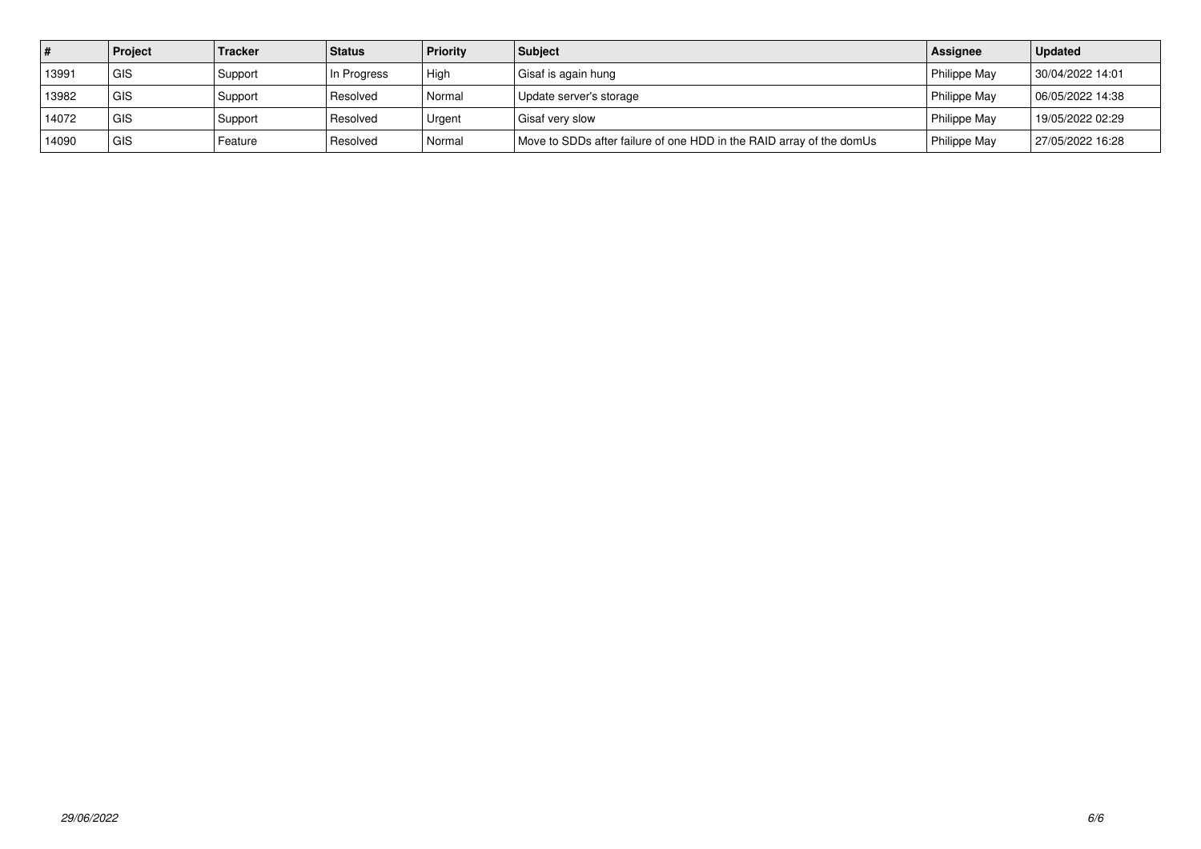| # | Project | Tracker | Status | Priority | Subject | Assignee | Updated |
|---|---|---|---|---|---|---|---|
| 13991 | GIS | Support | In Progress | High | Gisaf is again hung | Philippe May | 30/04/2022 14:01 |
| 13982 | GIS | Support | Resolved | Normal | Update server's storage | Philippe May | 06/05/2022 14:38 |
| 14072 | GIS | Support | Resolved | Urgent | Gisaf very slow | Philippe May | 19/05/2022 02:29 |
| 14090 | GIS | Feature | Resolved | Normal | Move to SDDs after failure of one HDD in the RAID array of the domUs | Philippe May | 27/05/2022 16:28 |